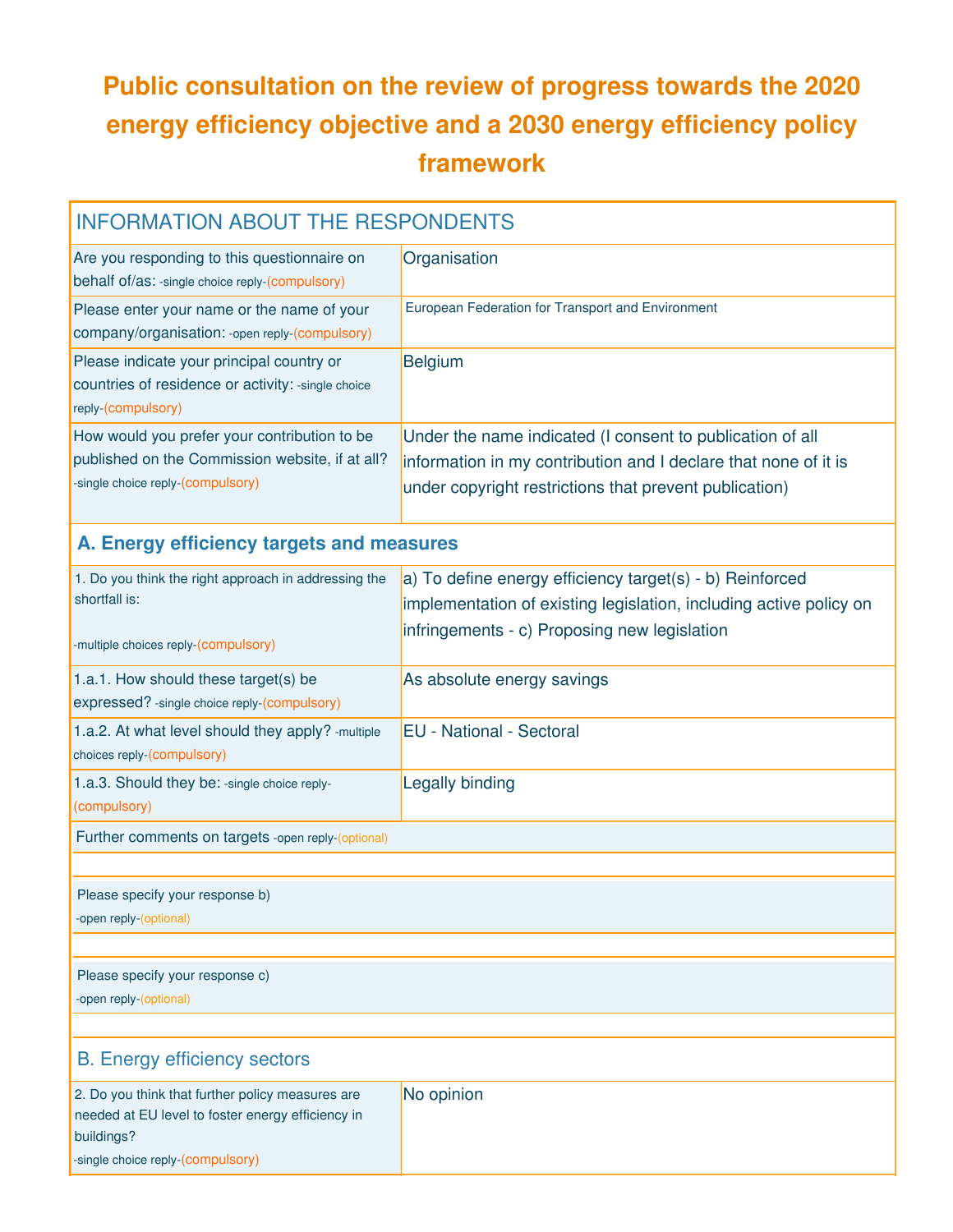# Public consultation on the review of progress towards the 2020 energy efficiency objective and a 2030 energy efficiency policy framework

## INFORMATION ABOUT THE RESPONDENTS

| Question | Reply |
| --- | --- |
| Are you responding to this questionnaire on behalf of/as: -single choice reply-(compulsory) | Organisation |
| Please enter your name or the name of your company/organisation: -open reply-(compulsory) | European Federation for Transport and Environment |
| Please indicate your principal country or countries of residence or activity: -single choice reply-(compulsory) | Belgium |
| How would you prefer your contribution to be published on the Commission website, if at all? -single choice reply-(compulsory) | Under the name indicated (I consent to publication of all information in my contribution and I declare that none of it is under copyright restrictions that prevent publication) |

### A. Energy efficiency targets and measures

| Question | Reply |
| --- | --- |
| 1. Do you think the right approach in addressing the shortfall is: -multiple choices reply-(compulsory) | a) To define energy efficiency target(s) - b) Reinforced implementation of existing legislation, including active policy on infringements - c) Proposing new legislation |
| 1.a.1. How should these target(s) be expressed? -single choice reply-(compulsory) | As absolute energy savings |
| 1.a.2. At what level should they apply? -multiple choices reply-(compulsory) | EU - National - Sectoral |
| 1.a.3. Should they be: -single choice reply-(compulsory) | Legally binding |

Further comments on targets -open reply-(optional)

Please specify your response b)
-open reply-(optional)

Please specify your response c)
-open reply-(optional)

## B. Energy efficiency sectors

| Question | Reply |
| --- | --- |
| 2. Do you think that further policy measures are needed at EU level to foster energy efficiency in buildings? -single choice reply-(compulsory) | No opinion |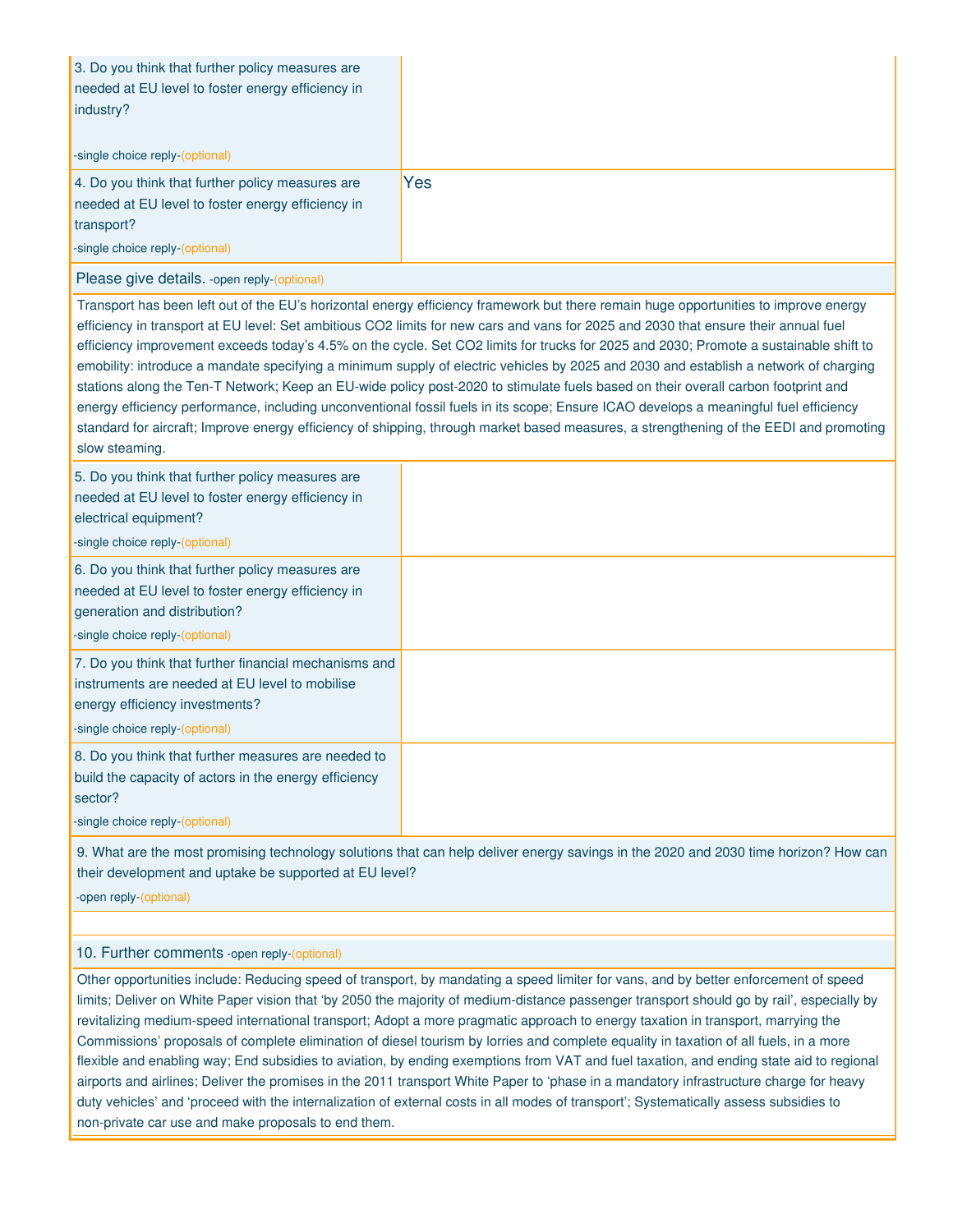| | |
|---|---|
| 3. Do you think that further policy measures are needed at EU level to foster energy efficiency in industry?<br><br>-single choice reply-(optional) | |
| 4. Do you think that further policy measures are needed at EU level to foster energy efficiency in transport?<br>-single choice reply-(optional) | Yes |

Please give details. -open reply-(optional)

Transport has been left out of the EU's horizontal energy efficiency framework but there remain huge opportunities to improve energy efficiency in transport at EU level: Set ambitious CO2 limits for new cars and vans for 2025 and 2030 that ensure their annual fuel efficiency improvement exceeds today's 4.5% on the cycle. Set CO2 limits for trucks for 2025 and 2030; Promote a sustainable shift to emobility: introduce a mandate specifying a minimum supply of electric vehicles by 2025 and 2030 and establish a network of charging stations along the Ten-T Network; Keep an EU-wide policy post-2020 to stimulate fuels based on their overall carbon footprint and energy efficiency performance, including unconventional fossil fuels in its scope; Ensure ICAO develops a meaningful fuel efficiency standard for aircraft; Improve energy efficiency of shipping, through market based measures, a strengthening of the EEDI and promoting slow steaming.

| | |
|---|---|
| 5. Do you think that further policy measures are needed at EU level to foster energy efficiency in electrical equipment?<br>-single choice reply-(optional) | |
| 6. Do you think that further policy measures are needed at EU level to foster energy efficiency in generation and distribution?<br>-single choice reply-(optional) | |
| 7. Do you think that further financial mechanisms and instruments are needed at EU level to mobilise energy efficiency investments?<br>-single choice reply-(optional) | |
| 8. Do you think that further measures are needed to build the capacity of actors in the energy efficiency sector?<br>-single choice reply-(optional) | |

9. What are the most promising technology solutions that can help deliver energy savings in the 2020 and 2030 time horizon? How can their development and uptake be supported at EU level?

-open reply-(optional)

10. Further comments -open reply-(optional)

Other opportunities include: Reducing speed of transport, by mandating a speed limiter for vans, and by better enforcement of speed limits; Deliver on White Paper vision that 'by 2050 the majority of medium-distance passenger transport should go by rail', especially by revitalizing medium-speed international transport; Adopt a more pragmatic approach to energy taxation in transport, marrying the Commissions' proposals of complete elimination of diesel tourism by lorries and complete equality in taxation of all fuels, in a more flexible and enabling way; End subsidies to aviation, by ending exemptions from VAT and fuel taxation, and ending state aid to regional airports and airlines; Deliver the promises in the 2011 transport White Paper to 'phase in a mandatory infrastructure charge for heavy duty vehicles' and 'proceed with the internalization of external costs in all modes of transport'; Systematically assess subsidies to non-private car use and make proposals to end them.